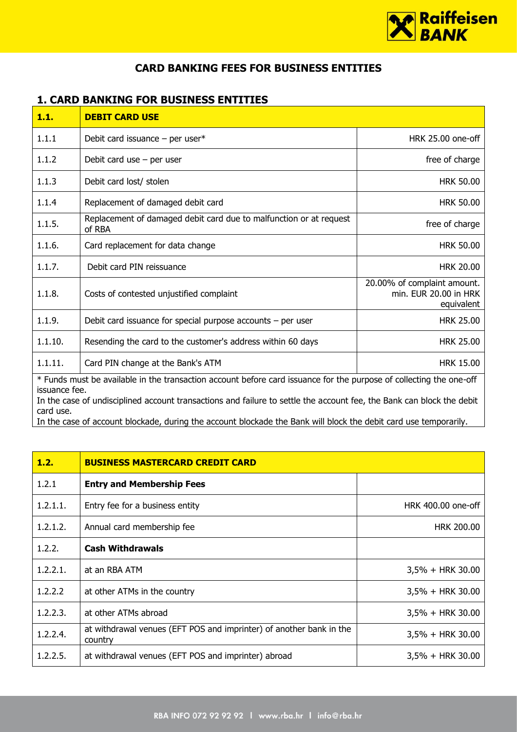# CARD BANKING FEES FOR BUSINESS ENTITIES

## 1. CARD BANKING FOR BUSINESS ENTITIES

| **1.1.** | **DEBIT CARD USE** | |
|---|---|---|
| 1.1.1 | Debit card issuance – per user* | HRK 25.00 one-off |
| 1.1.2 | Debit card use – per user | free of charge |
| 1.1.3 | Debit card lost/ stolen | HRK 50.00 |
| 1.1.4 | Replacement of damaged debit card | HRK 50.00 |
| 1.1.5. | Replacement of damaged debit card due to malfunction or at request of RBA | free of charge |
| 1.1.6. | Card replacement for data change | HRK 50.00 |
| 1.1.7. | Debit card PIN reissuance | HRK 20.00 |
| 1.1.8. | Costs of contested unjustified complaint | 20.00% of complaint amount. min. EUR 20.00 in HRK equivalent |
| 1.1.9. | Debit card issuance for special purpose accounts – per user | HRK 25.00 |
| 1.1.10. | Resending the card to the customer's address within 60 days | HRK 25.00 |
| 1.1.11. | Card PIN change at the Bank's ATM | HRK 15.00 |

* Funds must be available in the transaction account before card issuance for the purpose of collecting the one-off issuance fee.
In the case of undisciplined account transactions and failure to settle the account fee, the Bank can block the debit card use.
In the case of account blockade, during the account blockade the Bank will block the debit card use temporarily.

| **1.2.** | **BUSINESS MASTERCARD CREDIT CARD** | |
|---|---|---|
| 1.2.1 | **Entry and Membership Fees** | |
| 1.2.1.1. | Entry fee for a business entity | HRK 400.00 one-off |
| 1.2.1.2. | Annual card membership fee | HRK 200.00 |
| 1.2.2. | **Cash Withdrawals** | |
| 1.2.2.1. | at an RBA ATM | 3,5% + HRK 30.00 |
| 1.2.2.2 | at other ATMs in the country | 3,5% + HRK 30.00 |
| 1.2.2.3. | at other ATMs abroad | 3,5% + HRK 30.00 |
| 1.2.2.4. | at withdrawal venues (EFT POS and imprinter) of another bank in the country | 3,5% + HRK 30.00 |
| 1.2.2.5. | at withdrawal venues (EFT POS and imprinter) abroad | 3,5% + HRK 30.00 |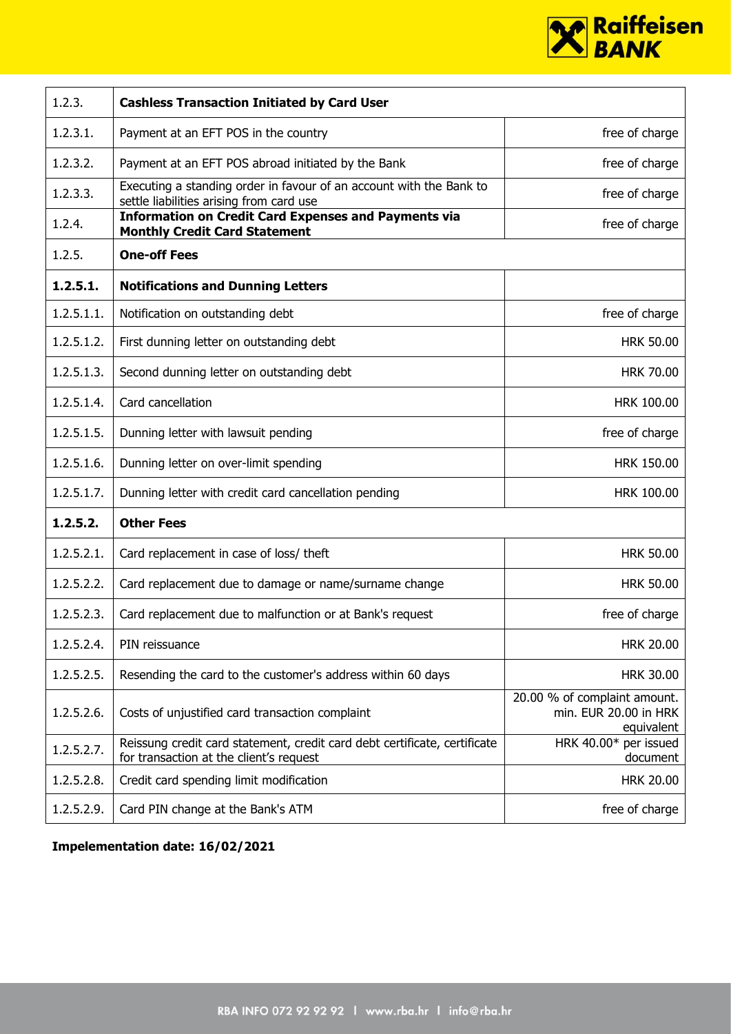| | | |
|---|---|---|
| 1.2.3. | **Cashless Transaction Initiated by Card User** | |
| 1.2.3.1. | Payment at an EFT POS in the country | free of charge |
| 1.2.3.2. | Payment at an EFT POS abroad initiated by the Bank | free of charge |
| 1.2.3.3. | Executing a standing order in favour of an account with the Bank to settle liabilities arising from card use | free of charge |
| 1.2.4. | **Information on Credit Card Expenses and Payments via Monthly Credit Card Statement** | free of charge |
| 1.2.5. | **One-off Fees** | |
| **1.2.5.1.** | **Notifications and Dunning Letters** | |
| 1.2.5.1.1. | Notification on outstanding debt | free of charge |
| 1.2.5.1.2. | First dunning letter on outstanding debt | HRK 50.00 |
| 1.2.5.1.3. | Second dunning letter on outstanding debt | HRK 70.00 |
| 1.2.5.1.4. | Card cancellation | HRK 100.00 |
| 1.2.5.1.5. | Dunning letter with lawsuit pending | free of charge |
| 1.2.5.1.6. | Dunning letter on over-limit spending | HRK 150.00 |
| 1.2.5.1.7. | Dunning letter with credit card cancellation pending | HRK 100.00 |
| **1.2.5.2.** | **Other Fees** | |
| 1.2.5.2.1. | Card replacement in case of loss/ theft | HRK 50.00 |
| 1.2.5.2.2. | Card replacement due to damage or name/surname change | HRK 50.00 |
| 1.2.5.2.3. | Card replacement due to malfunction or at Bank's request | free of charge |
| 1.2.5.2.4. | PIN reissuance | HRK 20.00 |
| 1.2.5.2.5. | Resending the card to the customer's address within 60 days | HRK 30.00 |
| 1.2.5.2.6. | Costs of unjustified card transaction complaint | 20.00 % of complaint amount. min. EUR 20.00 in HRK equivalent |
| 1.2.5.2.7. | Reissung credit card statement, credit card debt certificate, certificate for transaction at the client's request | HRK 40.00* per issued document |
| 1.2.5.2.8. | Credit card spending limit modification | HRK 20.00 |
| 1.2.5.2.9. | Card PIN change at the Bank's ATM | free of charge |

**Impelementation date: 16/02/2021**